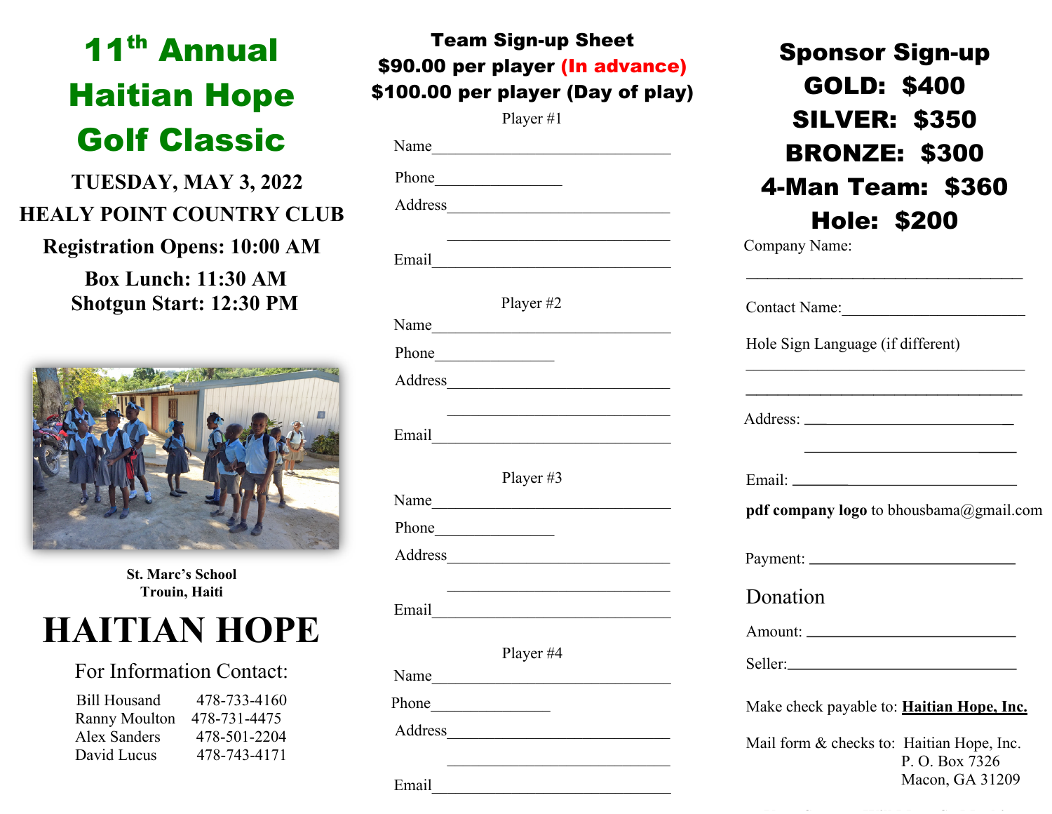# 11th Annual Haitian Hope Golf Classic

**TUESDAY, MAY 3, 2022**

**HEALY POINT COUNTRY CLUB**

**Registration Opens: 10:00 AM**

**Box Lunch: 11:30 AM**

**Shotgun Start: 12:30 PM**

**St. Marc's School**
**Trouin, Haiti**

# HAITIAN HOPE

For Information Contact:

Bill Housand 478-733-4160
Ranny Moulton 478-731-4475
Alex Sanders 478-501-2204
David Lucus 478-743-4171

## Team Sign-up Sheet

**$90.00 per player (In advance)**
**$100.00 per player (Day of play)**

Player #1

Name_______________________________

Phone_______________

Address_____________________________

____________________________

Email_______________________________

Player #2

Name_______________________________

Phone_______________

Address_____________________________

____________________________

Email_______________________________

Player #3

Name_______________________________

Phone_______________

Address_____________________________

____________________________

Email_______________________________

Player #4

Name_______________________________

Phone_______________

Address_____________________________

____________________________

Email_______________________________

## Sponsor Sign-up

**GOLD: $400**
**SILVER: $350**
**BRONZE: $300**
**4-Man Team: $360**
**Hole: $200**

Company Name:

___________________________________

Contact Name:______________________

Hole Sign Language (if different)

___________________________________

___________________________________

Address: __________________________

__________________________

Email: ____________________________

**pdf company logo** to bhousbama@gmail.com

Payment: _________________________

Donation

Amount: __________________________

Seller:___________________________

Make check payable to: **Haitian Hope, Inc.**

Mail form & checks to: Haitian Hope, Inc.
P. O. Box 7326
Macon, GA 31209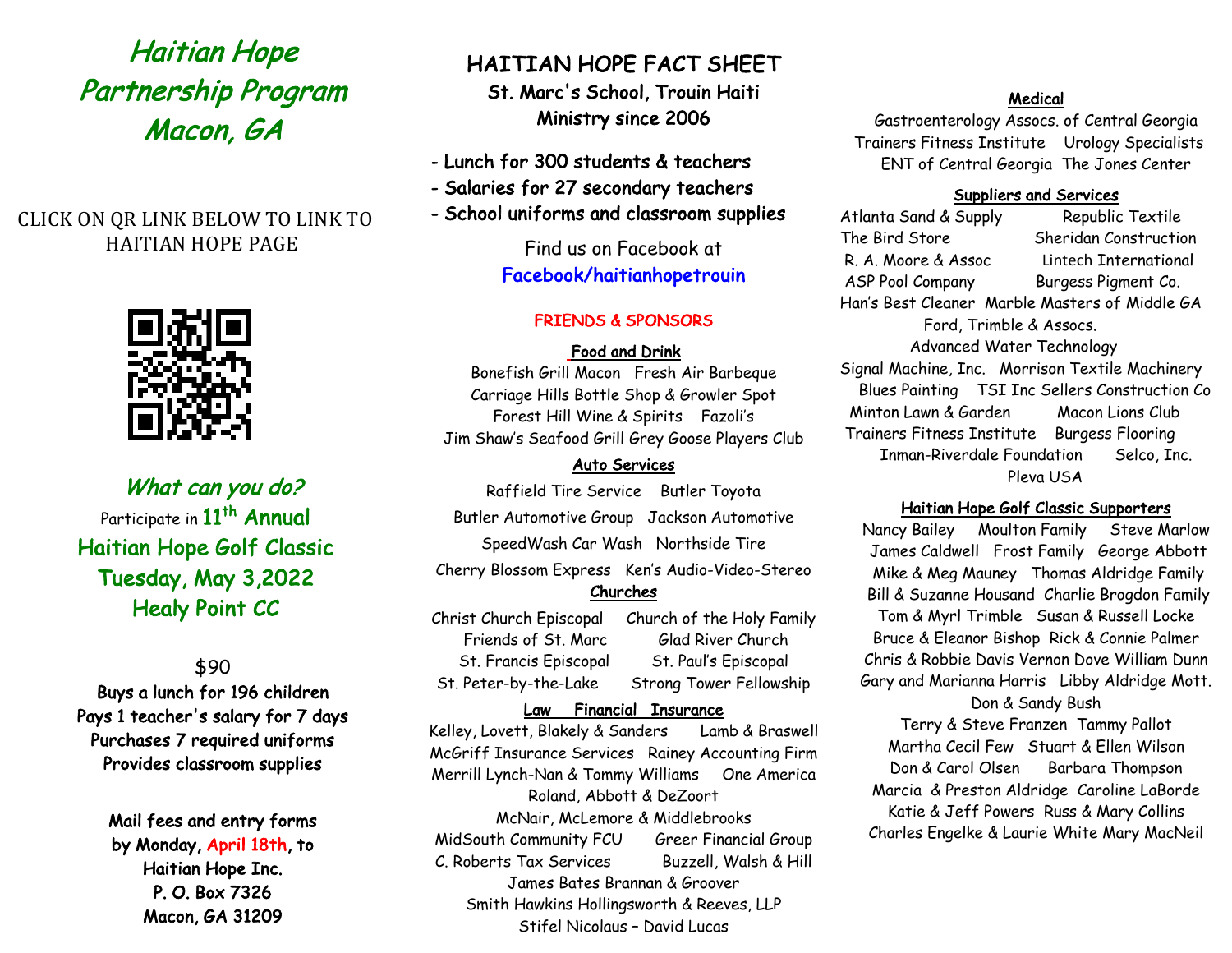# Haitian Hope Partnership Program Macon, GA

CLICK ON QR LINK BELOW TO LINK TO HAITIAN HOPE PAGE

## *What can you do?*

Participate in **11th Annual Haitian Hope Golf Classic Tuesday, May 3,2022 Healy Point CC**

$90

**Buys a lunch for 196 children**
**Pays 1 teacher's salary for 7 days**
**Purchases 7 required uniforms**
**Provides classroom supplies**

**Mail fees and entry forms by Monday, April 18th, to**
**Haitian Hope Inc.**
**P. O. Box 7326**
**Macon, GA 31209**

# HAITIAN HOPE FACT SHEET

**St. Marc's School, Trouin Haiti**
**Ministry since 2006**

- **Lunch for 300 students & teachers**
- **Salaries for 27 secondary teachers**
- **School uniforms and classroom supplies**

Find us on Facebook at
**Facebook/haitianhopetrouin**

## FRIENDS & SPONSORS

### Food and Drink

Bonefish Grill Macon   Fresh Air Barbeque
Carriage Hills Bottle Shop & Growler Spot
Forest Hill Wine & Spirits   Fazoli's
Jim Shaw's Seafood Grill Grey Goose Players Club

### Auto Services

Raffield Tire Service   Butler Toyota
Butler Automotive Group   Jackson Automotive
SpeedWash Car Wash   Northside Tire
Cherry Blossom Express   Ken's Audio-Video-Stereo

### Churches

Christ Church Episcopal   Church of the Holy Family
Friends of St. Marc   Glad River Church
St. Francis Episcopal   St. Paul's Episcopal
St. Peter-by-the-Lake   Strong Tower Fellowship

### Law Financial Insurance

Kelley, Lovett, Blakely & Sanders   Lamb & Braswell
McGriff Insurance Services   Rainey Accounting Firm
Merrill Lynch-Nan & Tommy Williams   One America
Roland, Abbott & DeZoort
McNair, McLemore & Middlebrooks
MidSouth Community FCU   Greer Financial Group
C. Roberts Tax Services   Buzzell, Walsh & Hill
James Bates Brannan & Groover
Smith Hawkins Hollingsworth & Reeves, LLP
Stifel Nicolaus – David Lucas

### Medical

Gastroenterology Assocs. of Central Georgia
Trainers Fitness Institute   Urology Specialists
ENT of Central Georgia   The Jones Center

### Suppliers and Services

Atlanta Sand & Supply   Republic Textile
The Bird Store   Sheridan Construction
R. A. Moore & Assoc   Lintech International
ASP Pool Company   Burgess Pigment Co.
Han's Best Cleaner   Marble Masters of Middle GA
Ford, Trimble & Assocs.
Advanced Water Technology
Signal Machine, Inc.   Morrison Textile Machinery
Blues Painting   TSI Inc Sellers Construction Co
Minton Lawn & Garden   Macon Lions Club
Trainers Fitness Institute   Burgess Flooring
Inman-Riverdale Foundation   Selco, Inc.
Pleva USA

### Haitian Hope Golf Classic Supporters

Nancy Bailey   Moulton Family   Steve Marlow
James Caldwell   Frost Family   George Abbott
Mike & Meg Mauney   Thomas Aldridge Family
Bill & Suzanne Housand   Charlie Brogdon Family
Tom & Myrl Trimble   Susan & Russell Locke
Bruce & Eleanor Bishop   Rick & Connie Palmer
Chris & Robbie Davis Vernon Dove William Dunn
Gary and Marianna Harris   Libby Aldridge Mott.
Don & Sandy Bush
Terry & Steve Franzen   Tammy Pallot
Martha Cecil Few   Stuart & Ellen Wilson
Don & Carol Olsen   Barbara Thompson
Marcia & Preston Aldridge   Caroline LaBorde
Katie & Jeff Powers   Russ & Mary Collins
Charles Engelke & Laurie White Mary MacNeil